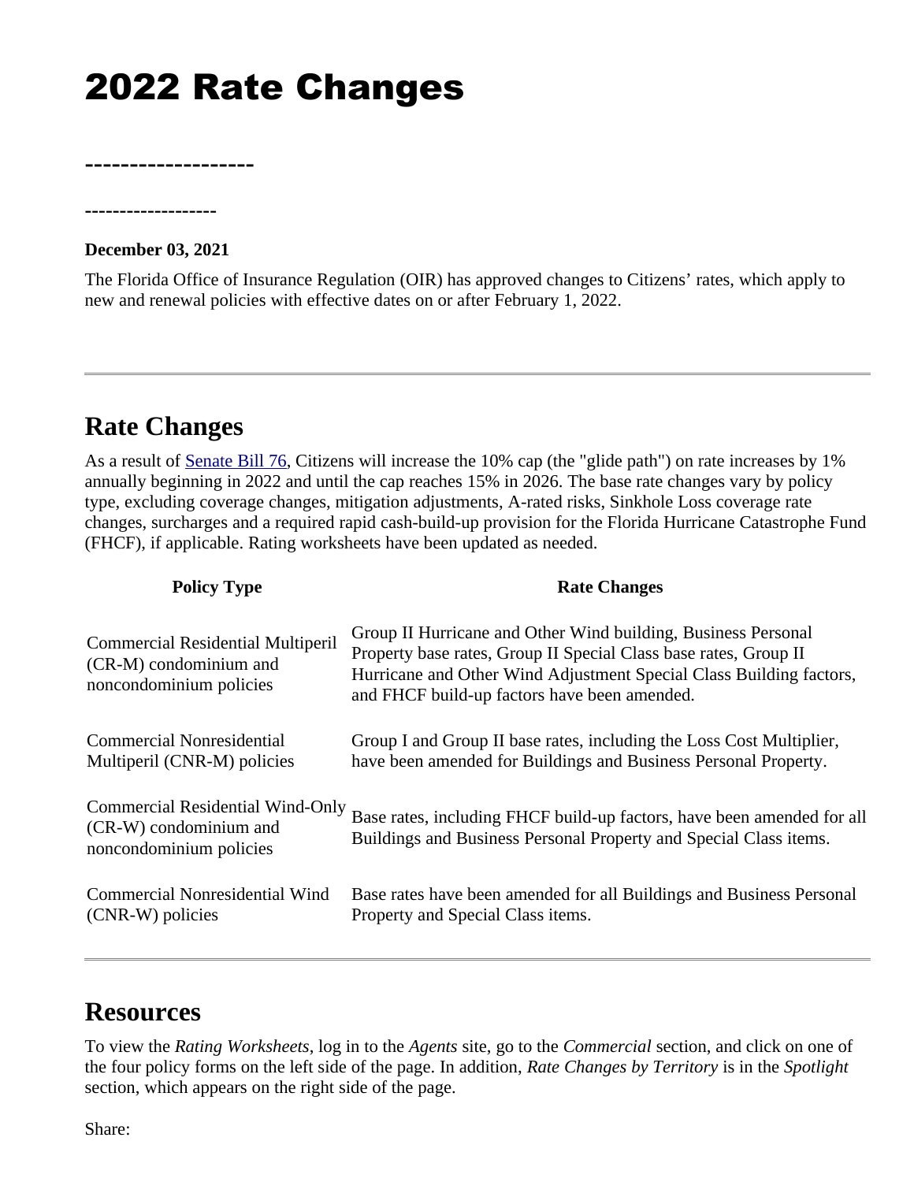# 2022 Rate Changes

-------------------

-------------------

**December 03, 2021**

The Florida Office of Insurance Regulation (OIR) has approved changes to Citizens' rates, which apply to new and renewal policies with effective dates on or after February 1, 2022.

---

## Rate Changes

As a result of [Senate Bill 76](), Citizens will increase the 10% cap (the "glide path") on rate increases by 1% annually beginning in 2022 and until the cap reaches 15% in 2026. The base rate changes vary by policy type, excluding coverage changes, mitigation adjustments, A-rated risks, Sinkhole Loss coverage rate changes, surcharges and a required rapid cash-build-up provision for the Florida Hurricane Catastrophe Fund (FHCF), if applicable. Rating worksheets have been updated as needed.

| Policy Type | Rate Changes |
| --- | --- |
| Commercial Residential Multiperil (CR-M) condominium and noncondominium policies | Group II Hurricane and Other Wind building, Business Personal Property base rates, Group II Special Class base rates, Group II Hurricane and Other Wind Adjustment Special Class Building factors, and FHCF build-up factors have been amended. |
| Commercial Nonresidential Multiperil (CNR-M) policies | Group I and Group II base rates, including the Loss Cost Multiplier, have been amended for Buildings and Business Personal Property. |
| Commercial Residential Wind-Only (CR-W) condominium and noncondominium policies | Base rates, including FHCF build-up factors, have been amended for all Buildings and Business Personal Property and Special Class items. |
| Commercial Nonresidential Wind (CNR-W) policies | Base rates have been amended for all Buildings and Business Personal Property and Special Class items. |

---

## Resources

To view the *Rating Worksheets*, log in to the *Agents* site, go to the *Commercial* section, and click on one of the four policy forms on the left side of the page. In addition, *Rate Changes by Territory* is in the *Spotlight* section, which appears on the right side of the page.

Share: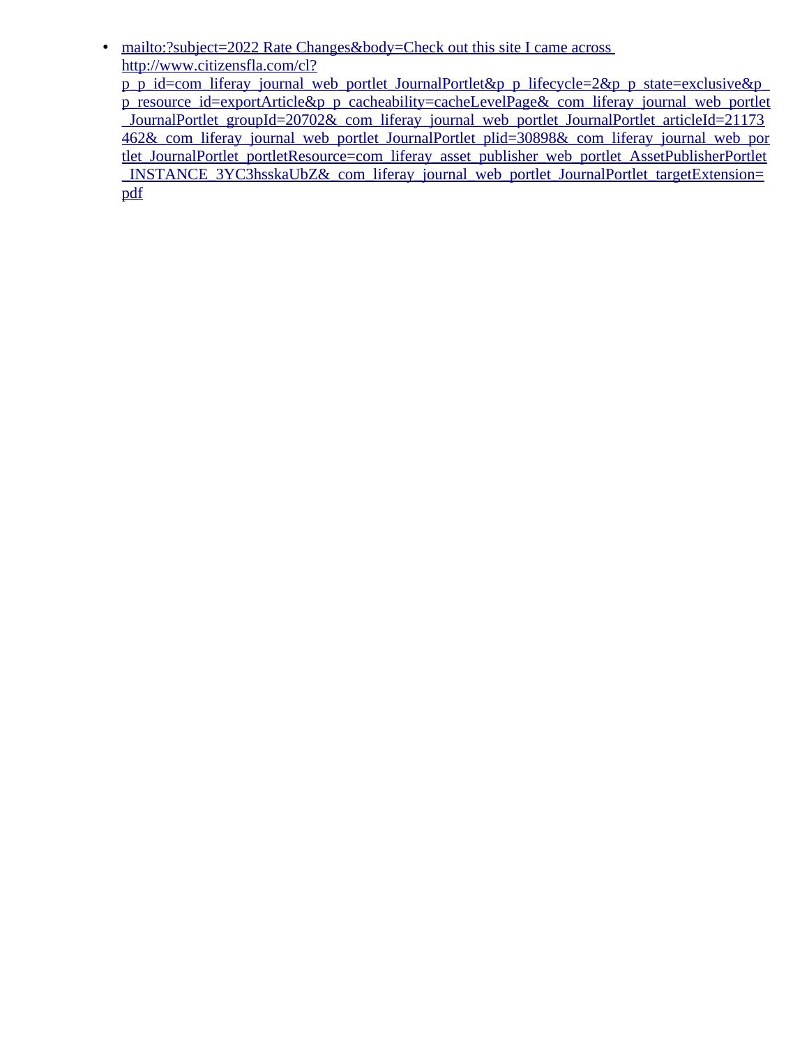- mailto:?subject=2022 Rate Changes&body=Check out this site I came across http://www.citizensfla.com/cl?p_p_id=com_liferay_journal_web_portlet_JournalPortlet&p_p_lifecycle=2&p_p_state=exclusive&p_p_resource_id=exportArticle&p_p_cacheability=cacheLevelPage&_com_liferay_journal_web_portlet_JournalPortlet_groupId=20702&_com_liferay_journal_web_portlet_JournalPortlet_articleId=21173462&_com_liferay_journal_web_portlet_JournalPortlet_plid=30898&_com_liferay_journal_web_portlet_JournalPortlet_portletResource=com_liferay_asset_publisher_web_portlet_AssetPublisherPortlet_INSTANCE_3YC3hsskaUbZ&_com_liferay_journal_web_portlet_JournalPortlet_targetExtension=pdf